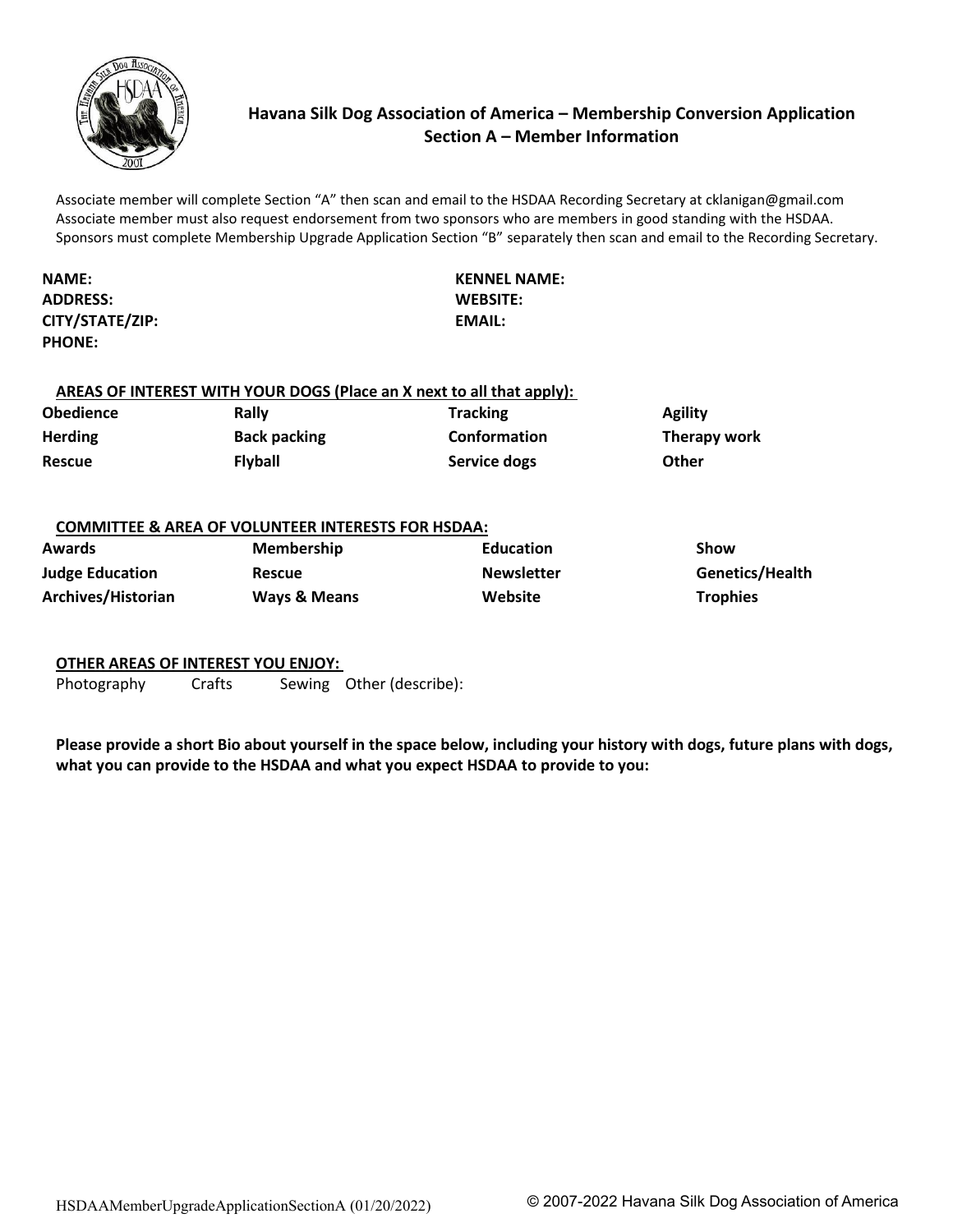# Havana Silk Dog Association of America – Membership Conversion Application
## Section A – Member Information

Associate member will complete Section "A" then scan and email to the HSDAA Recording Secretary at cklanigan@gmail.com
Associate member must also request endorsement from two sponsors who are members in good standing with the HSDAA.
Sponsors must complete Membership Upgrade Application Section "B" separately then scan and email to the Recording Secretary.

**NAME:**
**ADDRESS:**
**CITY/STATE/ZIP:**
**PHONE:**

**KENNEL NAME:**
**WEBSITE:**
**EMAIL:**

**AREAS OF INTEREST WITH YOUR DOGS (Place an X next to all that apply):**

| | | | |
|---|---|---|---|
| **Obedience** | **Rally** | **Tracking** | **Agility** |
| **Herding** | **Back packing** | **Conformation** | **Therapy work** |
| **Rescue** | **Flyball** | **Service dogs** | **Other** |

**COMMITTEE & AREA OF VOLUNTEER INTERESTS FOR HSDAA:**

| | | | |
|---|---|---|---|
| **Awards** | **Membership** | **Education** | **Show** |
| **Judge Education** | **Rescue** | **Newsletter** | **Genetics/Health** |
| **Archives/Historian** | **Ways & Means** | **Website** | **Trophies** |

**OTHER AREAS OF INTEREST YOU ENJOY:**

Photography    Crafts    Sewing    Other (describe):

**Please provide a short Bio about yourself in the space below, including your history with dogs, future plans with dogs, what you can provide to the HSDAA and what you expect HSDAA to provide to you:**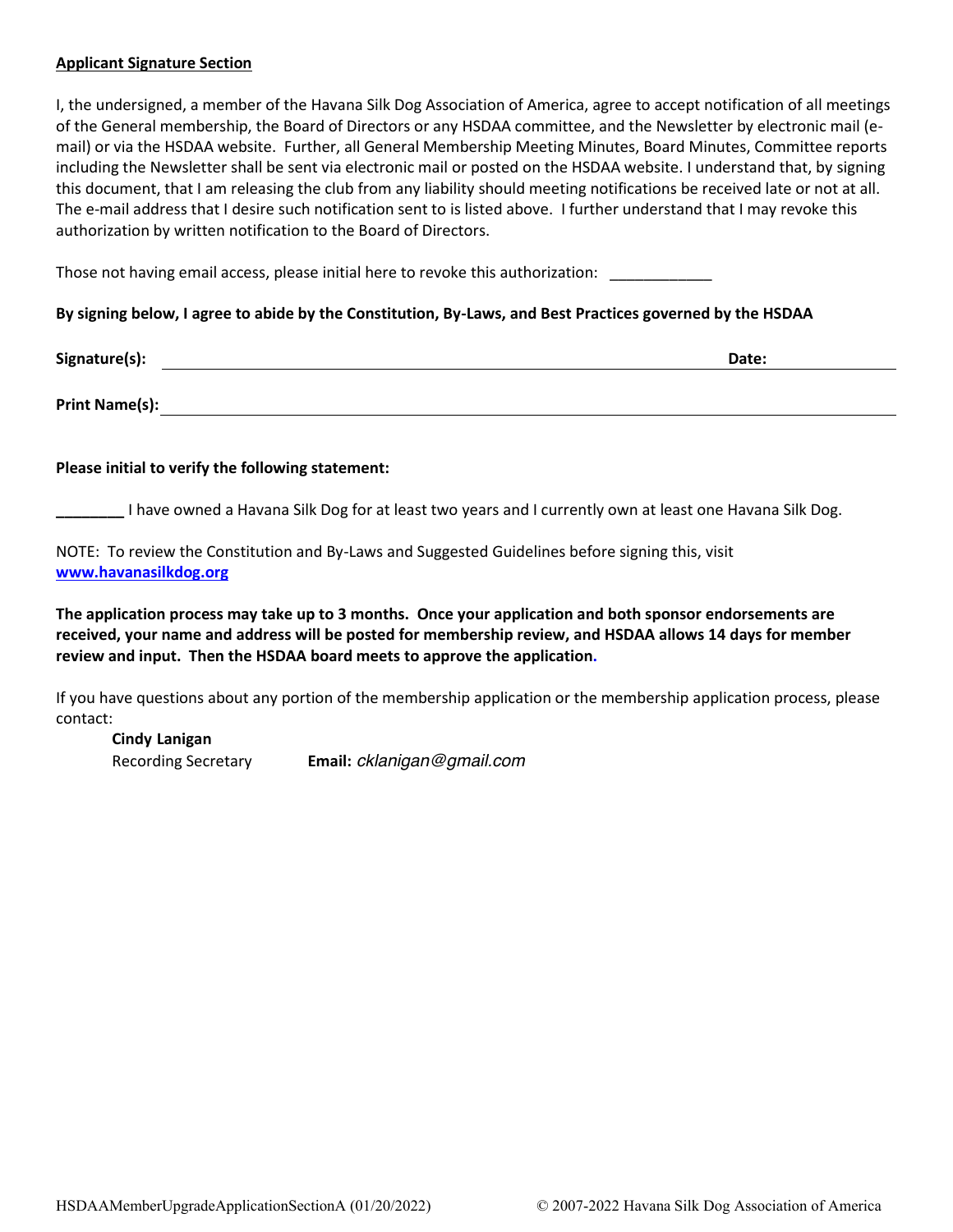**Applicant Signature Section**

I, the undersigned, a member of the Havana Silk Dog Association of America, agree to accept notification of all meetings of the General membership, the Board of Directors or any HSDAA committee, and the Newsletter by electronic mail (e-mail) or via the HSDAA website. Further, all General Membership Meeting Minutes, Board Minutes, Committee reports including the Newsletter shall be sent via electronic mail or posted on the HSDAA website. I understand that, by signing this document, that I am releasing the club from any liability should meeting notifications be received late or not at all. The e-mail address that I desire such notification sent to is listed above. I further understand that I may revoke this authorization by written notification to the Board of Directors.

Those not having email access, please initial here to revoke this authorization: ____________

**By signing below, I agree to abide by the Constitution, By-Laws, and Best Practices governed by the HSDAA**

**Signature(s):** ______________________________________________ **Date:** ______________

**Print Name(s):** ______________________________________________________________

**Please initial to verify the following statement:**

________ I have owned a Havana Silk Dog for at least two years and I currently own at least one Havana Silk Dog.

NOTE: To review the Constitution and By-Laws and Suggested Guidelines before signing this, visit **www.havanasilkdog.org**

**The application process may take up to 3 months. Once your application and both sponsor endorsements are received, your name and address will be posted for membership review, and HSDAA allows 14 days for member review and input. Then the HSDAA board meets to approve the application.**

If you have questions about any portion of the membership application or the membership application process, please contact:

**Cindy Lanigan**
Recording Secretary **Email:** *cklanigan@gmail.com*

HSDAAMemberUpgradeApplicationSectionA (01/20/2022) © 2007-2022 Havana Silk Dog Association of America